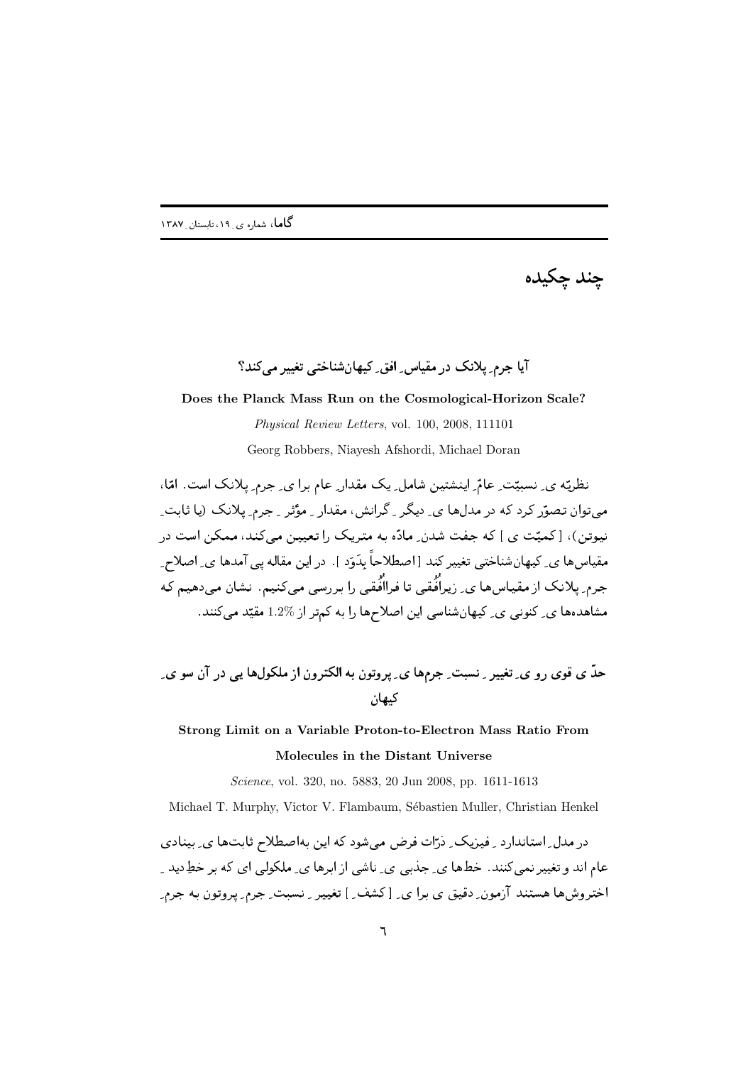# چند چکیده

## آیا جرمِ پلانک در مقیاسِ افقِ کیهان‌شناختی تغییر می‌کند؟

**Does the Planck Mass Run on the Cosmological-Horizon Scale?**

*Physical Review Letters*, vol. 100, 2008, 111101

Georg Robbers, Niayesh Afshordi, Michael Doran

نظریه ی ِ نسبیّت ِ عامّ ِ اینشتین شاملِ یک مقدارِ عام برا یِ جرمِ پلانک است. امّا، می‌توان تصوّر کرد که در مدل‌ها یِ دیگر ِ گرانش، مقدار ِ مؤثر ِ جرمِ پلانک (یا ثابتِ نیوتن)، [کمیّت ی ] که جفت شدنِ مادّه به متریک را تعیین می‌کند، ممکن است در مقیاس‌ها یِ کیهان‌شناختی تغییر کند [اصطلاحاً بِدَوَد ]. در این مقاله پی آمدها یِ اصلاحِ جرمِ پلانک از مقیاس‌ها یِ زیرافُقی تا فراافُقی را بررسی می‌کنیم. نشان می‌دهیم که مشاهده‌ها یِ کنونی یِ کیهان‌شناسی این اصلاح‌ها را به کم‌تر از 1.2% مقیّد می‌کنند.

## حدّ ی قوی رو یِ تغییر ِ نسبتِ جرم‌ها یِ پروتون به الکترون از ملکول‌ها یی در آن سو یِ کیهان

**Strong Limit on a Variable Proton-to-Electron Mass Ratio From Molecules in the Distant Universe**

*Science*, vol. 320, no. 5883, 20 Jun 2008, pp. 1611-1613

Michael T. Murphy, Victor V. Flambaum, Sébastien Muller, Christian Henkel

در مدلِ استاندارد ِ فیزیکِ ذرّات فرض می‌شود که این به‌اصطلاح ثابت‌ها یِ بینادی عام اند و تغییر نمی‌کنند. خط‌ها یِ جذبی یِ ناشی از ابرها یِ ملکولی ای که بر خطِ دید ِ اختروش‌ها هستند آزمونِ دقیق ی برا یِ [کشفِ ] تغییر ِ نسبتِ جرمِ پروتون به جرمِ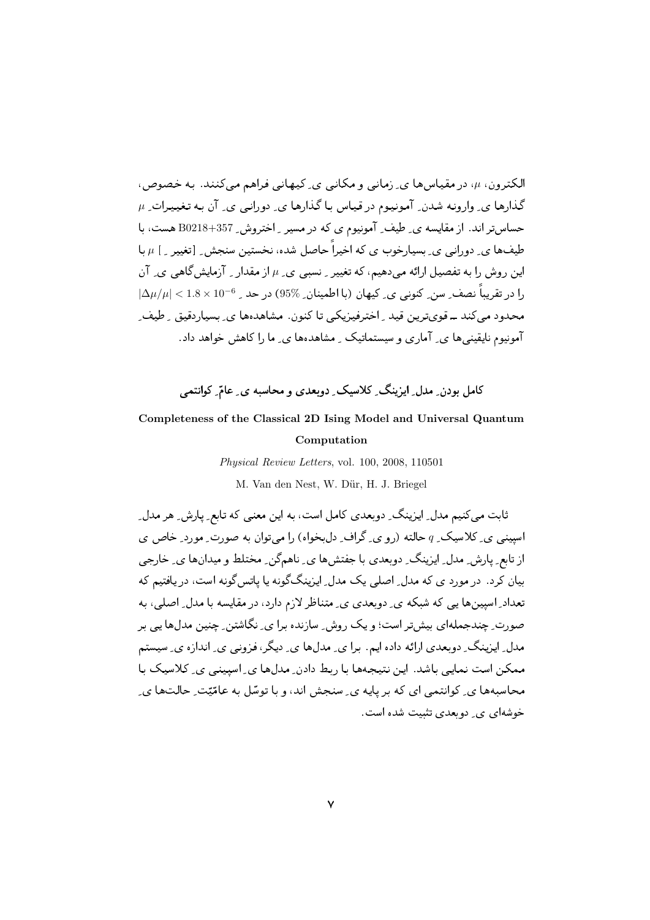الکترون، $\mu$، در مقیاس‌ها یِ زمانی و مکانی یِ کیهانی فراهم می‌کنند. به خصوص، گذارها یِ وارونه شدنِ آمونیوم در قیاس با گذارها یِ دورانی یِ آن به تغییراتِ $\mu$ حساس‌تر اند. از مقایسه یِ طیفِ آمونیوم ی که در مسیر ِ اختروشِ B0218+357 هست، با طیف‌ها یِ دورانی یِ بسیارخوب ی که اخیراً حاصل شده، نخستین سنجشِ [تغییر ِ] $\mu$ با این روش را به تفصیل ارائه می‌دهیم، که تغییر ِ نسبی یِ $\mu$ از مقدار ِ آزمایش‌گاهی یِ آن را در تقریباً نصفِ سنِ کنونی یِ کیهان (با اطمینانِ 95%) در حد ِ $|\Delta\mu/\mu| < 1.8 \times 10^{-6}$ محدود می‌کند ـ قوی‌ترین قید ِ اخترفیزیکی تا کنون. مشاهده‌ها یِ بسیاردقیق ِ طیف ِ آمونیوم نایقینی‌ها یِ آماری و سیستماتیک ِ مشاهده‌ها یِ ما را کاهش خواهد داد.

## کامل بودنِ مدلِ ایزینگِ کلاسیک ِ دوبعدی و محاسبه یِ عامّ ِ کوانتمی

## Completeness of the Classical 2D Ising Model and Universal Quantum Computation

*Physical Review Letters*, vol. 100, 2008, 110501

M. Van den Nest, W. Dür, H. J. Briegel

ثابت می‌کنیم مدلِ ایزینگِ دوبعدی کامل است، به این معنی که تابعِ پارشِ هر مدلِ اسپینی یِ کلاسیکِ $q$ حالته (رو یِ گرافِ دل‌بخواه) را می‌توان به صورتِ موردِ خاص ی از تابعِ پارشِ مدلِ ایزینگِ دوبعدی با جفتش‌ها یِ ناهمگنِ مختلط و میدان‌ها یِ خارجی بیان کرد. در مورد ی که مدلِ اصلی یک مدلِ ایزینگ‌گونه یا پاتس‌گونه است، دریافتیم که تعدادِ اسپین‌ها یی که شبکه یِ دوبعدی یِ متناظر لازم دارد، در مقایسه با مدلِ اصلی، به صورتِ چندجمله‌ای بیش‌تر است؛ و یک روشِ سازنده برا یِ نگاشتنِ چنین مدل‌ها یی بر مدلِ ایزینگِ دوبعدی ارائه داده ایم. برا یِ مدل‌ها یِ دیگر، فزونی یِ اندازه یِ سیستم ممکن است نمایی باشد. این نتیجه‌ها با ربط دادنِ مدل‌ها یِ اسپینی یِ کلاسیک با محاسبه‌ها یِ کوانتمی ای که بر پایه یِ سنجش اند، و با توسّل به عامّیّتِ حالت‌ها یِ خوشه‌ای یِ دوبعدی تثبیت شده است.